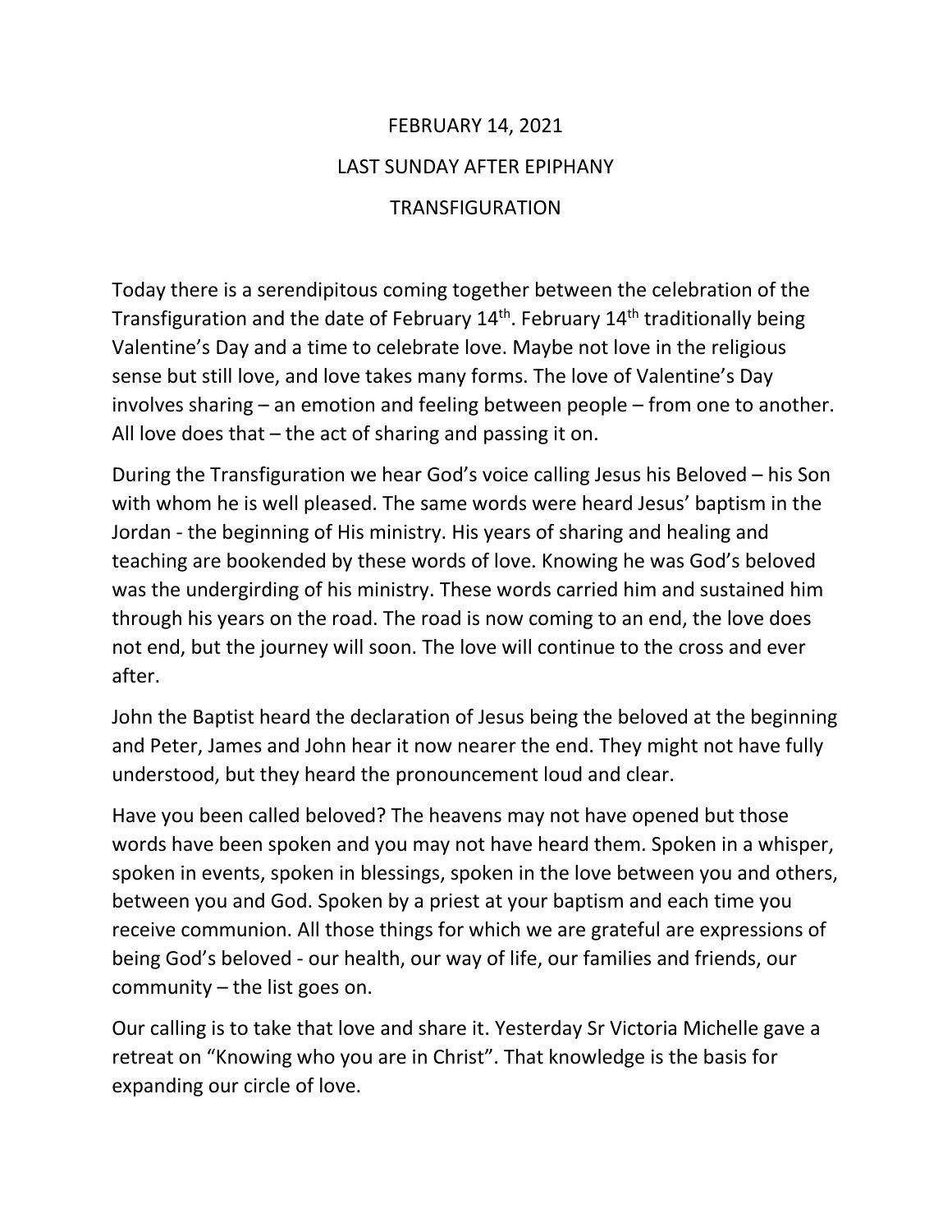# FEBRUARY 14, 2021

## LAST SUNDAY AFTER EPIPHANY

## TRANSFIGURATION

Today there is a serendipitous coming together between the celebration of the Transfiguration and the date of February 14th. February 14th traditionally being Valentine's Day and a time to celebrate love. Maybe not love in the religious sense but still love, and love takes many forms. The love of Valentine's Day involves sharing – an emotion and feeling between people – from one to another. All love does that – the act of sharing and passing it on.

During the Transfiguration we hear God's voice calling Jesus his Beloved – his Son with whom he is well pleased. The same words were heard Jesus' baptism in the Jordan - the beginning of His ministry. His years of sharing and healing and teaching are bookended by these words of love. Knowing he was God's beloved was the undergirding of his ministry. These words carried him and sustained him through his years on the road. The road is now coming to an end, the love does not end, but the journey will soon. The love will continue to the cross and ever after.

John the Baptist heard the declaration of Jesus being the beloved at the beginning and Peter, James and John hear it now nearer the end. They might not have fully understood, but they heard the pronouncement loud and clear.

Have you been called beloved? The heavens may not have opened but those words have been spoken and you may not have heard them. Spoken in a whisper, spoken in events, spoken in blessings, spoken in the love between you and others, between you and God. Spoken by a priest at your baptism and each time you receive communion. All those things for which we are grateful are expressions of being God's beloved - our health, our way of life, our families and friends, our community – the list goes on.

Our calling is to take that love and share it. Yesterday Sr Victoria Michelle gave a retreat on "Knowing who you are in Christ". That knowledge is the basis for expanding our circle of love.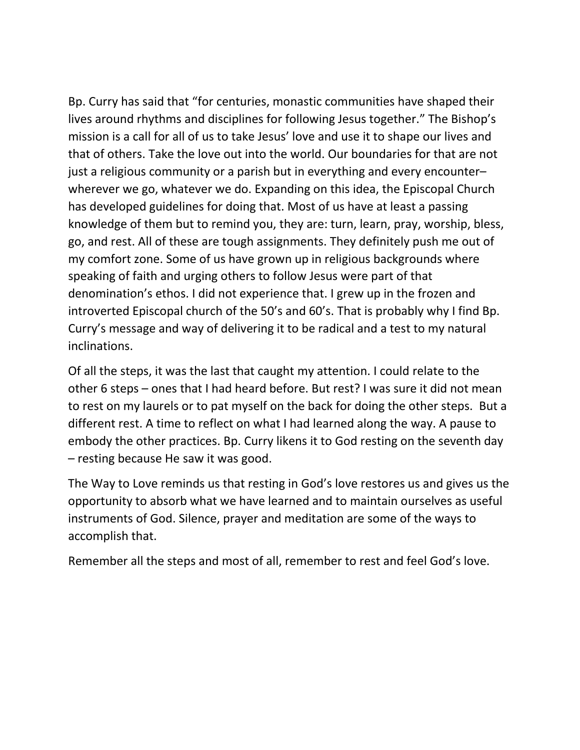Bp. Curry has said that "for centuries, monastic communities have shaped their lives around rhythms and disciplines for following Jesus together." The Bishop's mission is a call for all of us to take Jesus' love and use it to shape our lives and that of others. Take the love out into the world. Our boundaries for that are not just a religious community or a parish but in everything and every encounter– wherever we go, whatever we do. Expanding on this idea, the Episcopal Church has developed guidelines for doing that. Most of us have at least a passing knowledge of them but to remind you, they are: turn, learn, pray, worship, bless, go, and rest. All of these are tough assignments. They definitely push me out of my comfort zone. Some of us have grown up in religious backgrounds where speaking of faith and urging others to follow Jesus were part of that denomination's ethos. I did not experience that. I grew up in the frozen and introverted Episcopal church of the 50's and 60's. That is probably why I find Bp. Curry's message and way of delivering it to be radical and a test to my natural inclinations.

Of all the steps, it was the last that caught my attention. I could relate to the other 6 steps – ones that I had heard before. But rest? I was sure it did not mean to rest on my laurels or to pat myself on the back for doing the other steps. But a different rest. A time to reflect on what I had learned along the way. A pause to embody the other practices. Bp. Curry likens it to God resting on the seventh day – resting because He saw it was good.

The Way to Love reminds us that resting in God's love restores us and gives us the opportunity to absorb what we have learned and to maintain ourselves as useful instruments of God. Silence, prayer and meditation are some of the ways to accomplish that.

Remember all the steps and most of all, remember to rest and feel God's love.